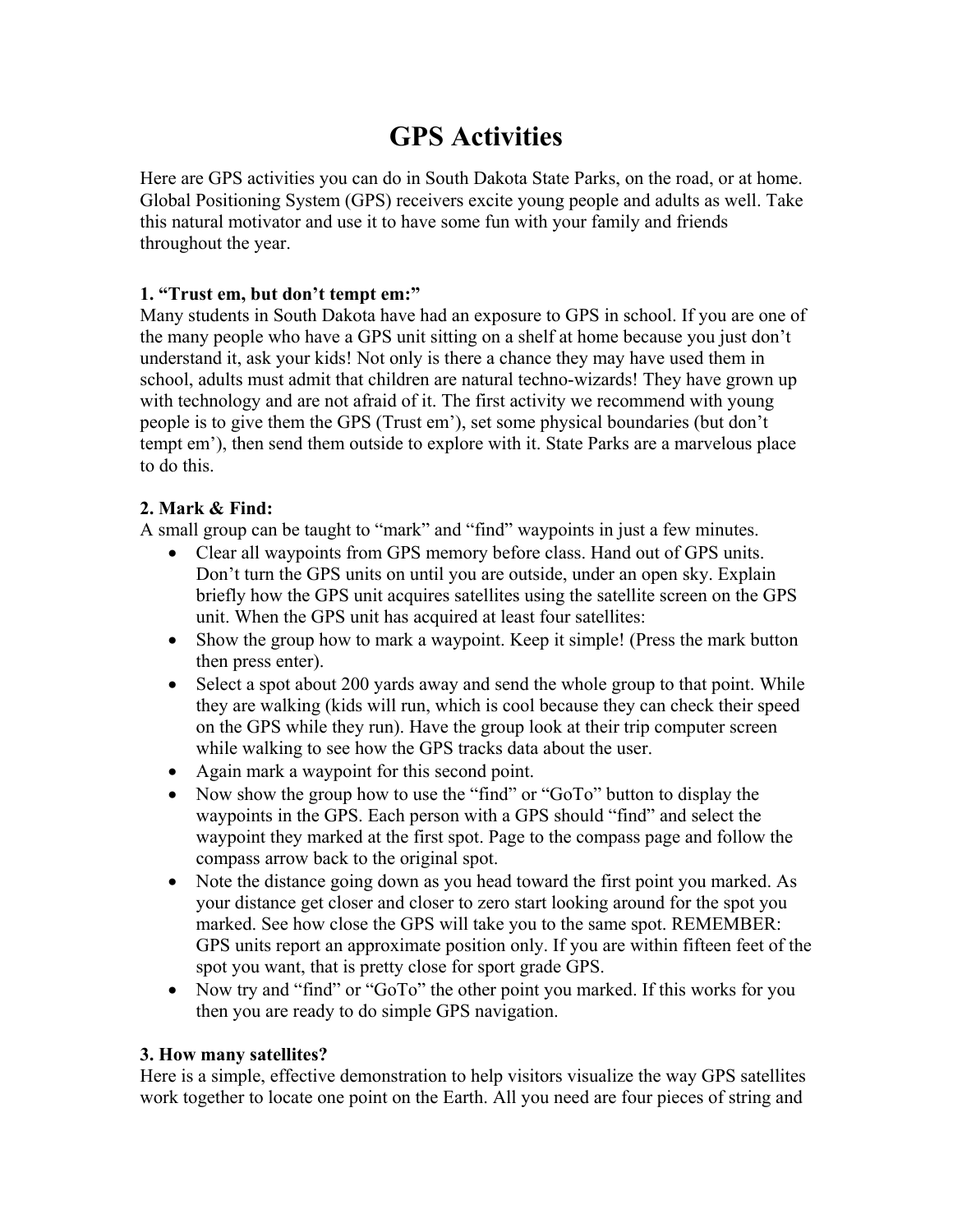# GPS Activities

Here are GPS activities you can do in South Dakota State Parks, on the road, or at home. Global Positioning System (GPS) receivers excite young people and adults as well. Take this natural motivator and use it to have some fun with your family and friends throughout the year.

**1. "Trust em, but don't tempt em:"**

Many students in South Dakota have had an exposure to GPS in school. If you are one of the many people who have a GPS unit sitting on a shelf at home because you just don't understand it, ask your kids! Not only is there a chance they may have used them in school, adults must admit that children are natural techno-wizards! They have grown up with technology and are not afraid of it. The first activity we recommend with young people is to give them the GPS (Trust em'), set some physical boundaries (but don't tempt em'), then send them outside to explore with it. State Parks are a marvelous place to do this.

**2. Mark & Find:**

A small group can be taught to "mark" and "find" waypoints in just a few minutes.

- Clear all waypoints from GPS memory before class. Hand out of GPS units. Don't turn the GPS units on until you are outside, under an open sky. Explain briefly how the GPS unit acquires satellites using the satellite screen on the GPS unit. When the GPS unit has acquired at least four satellites:
- Show the group how to mark a waypoint. Keep it simple! (Press the mark button then press enter).
- Select a spot about 200 yards away and send the whole group to that point. While they are walking (kids will run, which is cool because they can check their speed on the GPS while they run). Have the group look at their trip computer screen while walking to see how the GPS tracks data about the user.
- Again mark a waypoint for this second point.
- Now show the group how to use the "find" or "GoTo" button to display the waypoints in the GPS. Each person with a GPS should "find" and select the waypoint they marked at the first spot. Page to the compass page and follow the compass arrow back to the original spot.
- Note the distance going down as you head toward the first point you marked. As your distance get closer and closer to zero start looking around for the spot you marked. See how close the GPS will take you to the same spot. REMEMBER: GPS units report an approximate position only. If you are within fifteen feet of the spot you want, that is pretty close for sport grade GPS.
- Now try and "find" or "GoTo" the other point you marked. If this works for you then you are ready to do simple GPS navigation.

**3. How many satellites?**

Here is a simple, effective demonstration to help visitors visualize the way GPS satellites work together to locate one point on the Earth. All you need are four pieces of string and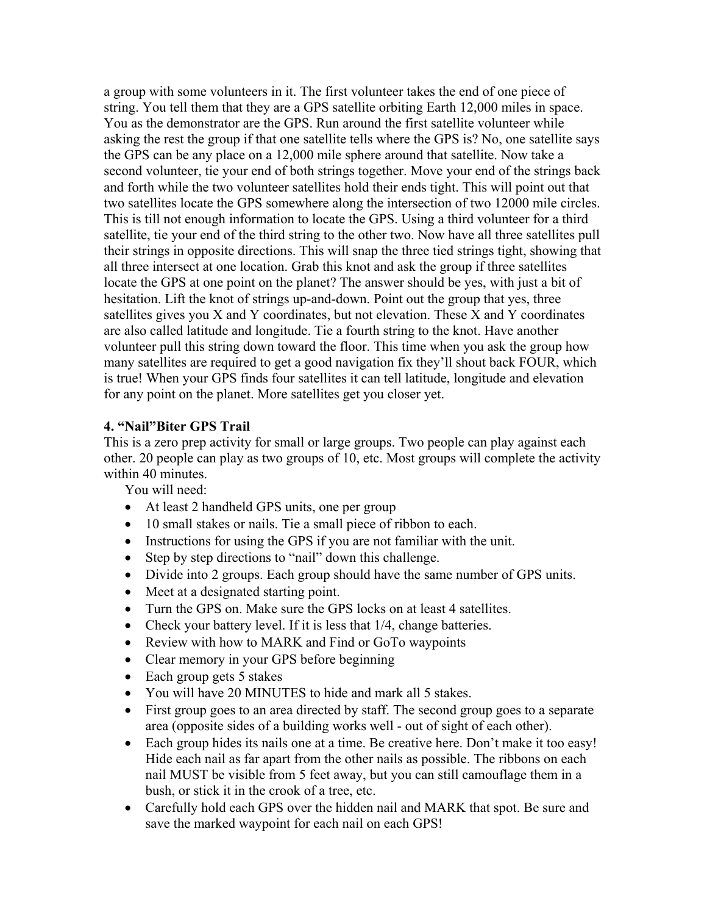a group with some volunteers in it. The first volunteer takes the end of one piece of string. You tell them that they are a GPS satellite orbiting Earth 12,000 miles in space. You as the demonstrator are the GPS. Run around the first satellite volunteer while asking the rest the group if that one satellite tells where the GPS is? No, one satellite says the GPS can be any place on a 12,000 mile sphere around that satellite. Now take a second volunteer, tie your end of both strings together. Move your end of the strings back and forth while the two volunteer satellites hold their ends tight. This will point out that two satellites locate the GPS somewhere along the intersection of two 12000 mile circles. This is till not enough information to locate the GPS. Using a third volunteer for a third satellite, tie your end of the third string to the other two. Now have all three satellites pull their strings in opposite directions. This will snap the three tied strings tight, showing that all three intersect at one location. Grab this knot and ask the group if three satellites locate the GPS at one point on the planet? The answer should be yes, with just a bit of hesitation. Lift the knot of strings up-and-down. Point out the group that yes, three satellites gives you X and Y coordinates, but not elevation. These X and Y coordinates are also called latitude and longitude. Tie a fourth string to the knot. Have another volunteer pull this string down toward the floor. This time when you ask the group how many satellites are required to get a good navigation fix they'll shout back FOUR, which is true! When your GPS finds four satellites it can tell latitude, longitude and elevation for any point on the planet. More satellites get you closer yet.

### 4. "Nail"Biter GPS Trail

This is a zero prep activity for small or large groups. Two people can play against each other. 20 people can play as two groups of 10, etc. Most groups will complete the activity within 40 minutes.

You will need:

- At least 2 handheld GPS units, one per group
- 10 small stakes or nails. Tie a small piece of ribbon to each.
- Instructions for using the GPS if you are not familiar with the unit.
- Step by step directions to "nail" down this challenge.
- Divide into 2 groups. Each group should have the same number of GPS units.
- Meet at a designated starting point.
- Turn the GPS on. Make sure the GPS locks on at least 4 satellites.
- Check your battery level. If it is less that 1/4, change batteries.
- Review with how to MARK and Find or GoTo waypoints
- Clear memory in your GPS before beginning
- Each group gets 5 stakes
- You will have 20 MINUTES to hide and mark all 5 stakes.
- First group goes to an area directed by staff. The second group goes to a separate area (opposite sides of a building works well - out of sight of each other).
- Each group hides its nails one at a time. Be creative here. Don't make it too easy! Hide each nail as far apart from the other nails as possible. The ribbons on each nail MUST be visible from 5 feet away, but you can still camouflage them in a bush, or stick it in the crook of a tree, etc.
- Carefully hold each GPS over the hidden nail and MARK that spot. Be sure and save the marked waypoint for each nail on each GPS!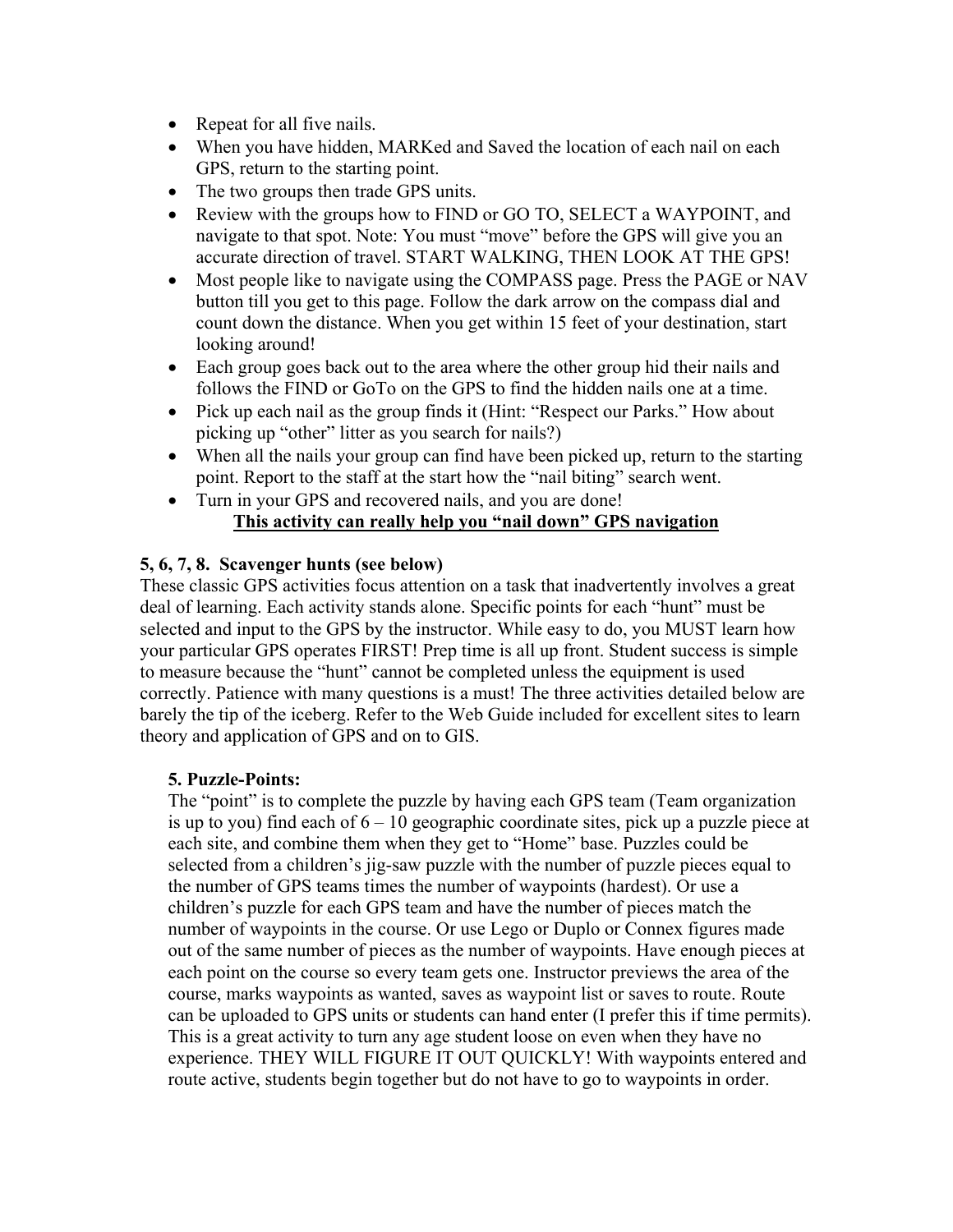- Repeat for all five nails.
- When you have hidden, MARKed and Saved the location of each nail on each GPS, return to the starting point.
- The two groups then trade GPS units.
- Review with the groups how to FIND or GO TO, SELECT a WAYPOINT, and navigate to that spot. Note: You must "move" before the GPS will give you an accurate direction of travel. START WALKING, THEN LOOK AT THE GPS!
- Most people like to navigate using the COMPASS page. Press the PAGE or NAV button till you get to this page. Follow the dark arrow on the compass dial and count down the distance. When you get within 15 feet of your destination, start looking around!
- Each group goes back out to the area where the other group hid their nails and follows the FIND or GoTo on the GPS to find the hidden nails one at a time.
- Pick up each nail as the group finds it (Hint: "Respect our Parks." How about picking up "other" litter as you search for nails?)
- When all the nails your group can find have been picked up, return to the starting point. Report to the staff at the start how the "nail biting" search went.
- Turn in your GPS and recovered nails, and you are done!

<u>**This activity can really help you "nail down" GPS navigation**</u>

**5, 6, 7, 8. Scavenger hunts (see below)**

These classic GPS activities focus attention on a task that inadvertently involves a great deal of learning. Each activity stands alone. Specific points for each "hunt" must be selected and input to the GPS by the instructor. While easy to do, you MUST learn how your particular GPS operates FIRST! Prep time is all up front. Student success is simple to measure because the "hunt" cannot be completed unless the equipment is used correctly. Patience with many questions is a must! The three activities detailed below are barely the tip of the iceberg. Refer to the Web Guide included for excellent sites to learn theory and application of GPS and on to GIS.

**5. Puzzle-Points:**

The "point" is to complete the puzzle by having each GPS team (Team organization is up to you) find each of 6 – 10 geographic coordinate sites, pick up a puzzle piece at each site, and combine them when they get to "Home" base. Puzzles could be selected from a children's jig-saw puzzle with the number of puzzle pieces equal to the number of GPS teams times the number of waypoints (hardest). Or use a children's puzzle for each GPS team and have the number of pieces match the number of waypoints in the course. Or use Lego or Duplo or Connex figures made out of the same number of pieces as the number of waypoints. Have enough pieces at each point on the course so every team gets one. Instructor previews the area of the course, marks waypoints as wanted, saves as waypoint list or saves to route. Route can be uploaded to GPS units or students can hand enter (I prefer this if time permits). This is a great activity to turn any age student loose on even when they have no experience. THEY WILL FIGURE IT OUT QUICKLY! With waypoints entered and route active, students begin together but do not have to go to waypoints in order.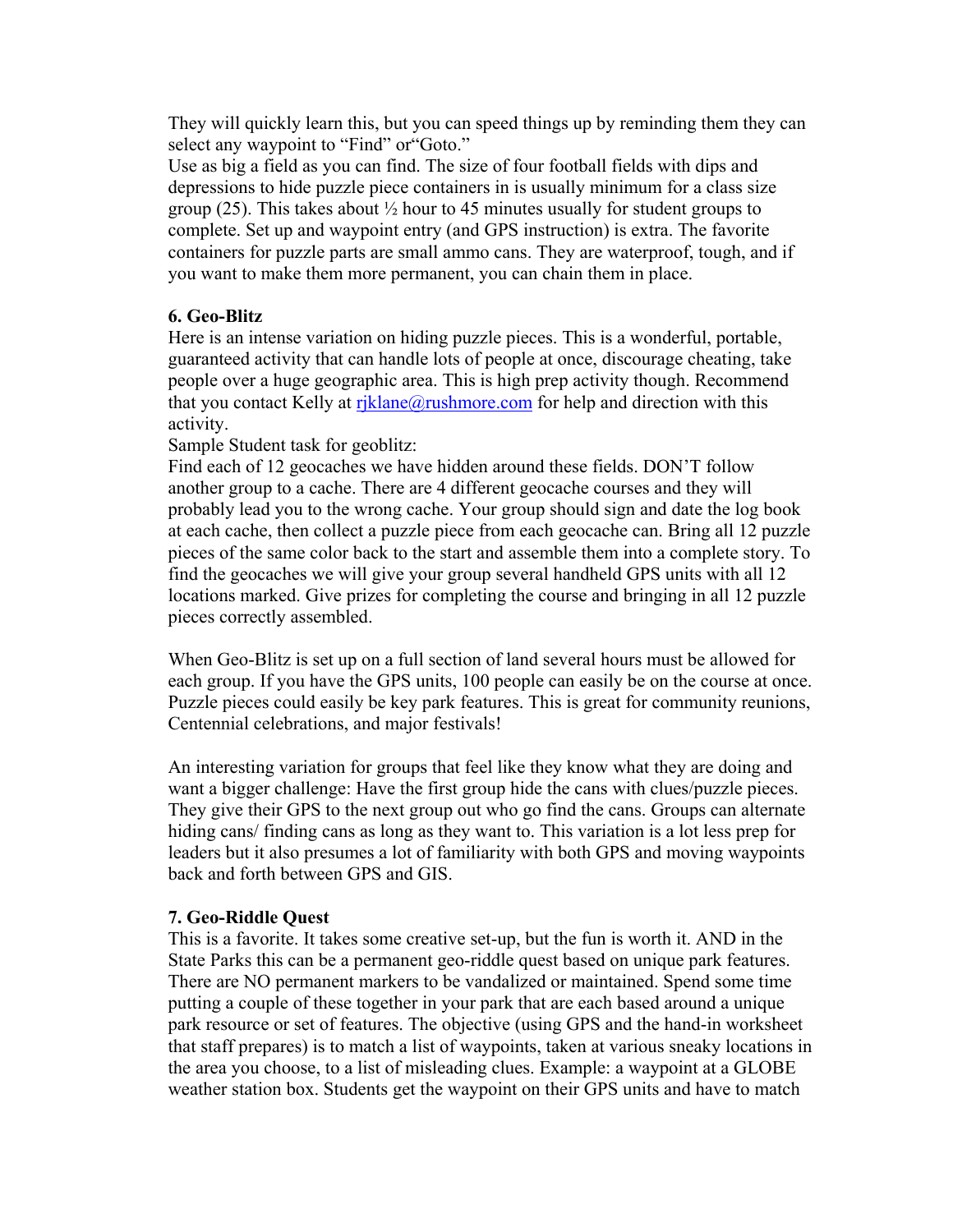They will quickly learn this, but you can speed things up by reminding them they can select any waypoint to "Find" or"Goto."

Use as big a field as you can find. The size of four football fields with dips and depressions to hide puzzle piece containers in is usually minimum for a class size group (25). This takes about ½ hour to 45 minutes usually for student groups to complete. Set up and waypoint entry (and GPS instruction) is extra. The favorite containers for puzzle parts are small ammo cans. They are waterproof, tough, and if you want to make them more permanent, you can chain them in place.

**6. Geo-Blitz**

Here is an intense variation on hiding puzzle pieces. This is a wonderful, portable, guaranteed activity that can handle lots of people at once, discourage cheating, take people over a huge geographic area. This is high prep activity though. Recommend that you contact Kelly at rjklane@rushmore.com for help and direction with this activity.

Sample Student task for geoblitz:

Find each of 12 geocaches we have hidden around these fields. DON'T follow another group to a cache. There are 4 different geocache courses and they will probably lead you to the wrong cache. Your group should sign and date the log book at each cache, then collect a puzzle piece from each geocache can. Bring all 12 puzzle pieces of the same color back to the start and assemble them into a complete story. To find the geocaches we will give your group several handheld GPS units with all 12 locations marked. Give prizes for completing the course and bringing in all 12 puzzle pieces correctly assembled.

When Geo-Blitz is set up on a full section of land several hours must be allowed for each group. If you have the GPS units, 100 people can easily be on the course at once. Puzzle pieces could easily be key park features. This is great for community reunions, Centennial celebrations, and major festivals!

An interesting variation for groups that feel like they know what they are doing and want a bigger challenge: Have the first group hide the cans with clues/puzzle pieces. They give their GPS to the next group out who go find the cans. Groups can alternate hiding cans/ finding cans as long as they want to. This variation is a lot less prep for leaders but it also presumes a lot of familiarity with both GPS and moving waypoints back and forth between GPS and GIS.

**7. Geo-Riddle Quest**

This is a favorite. It takes some creative set-up, but the fun is worth it. AND in the State Parks this can be a permanent geo-riddle quest based on unique park features. There are NO permanent markers to be vandalized or maintained. Spend some time putting a couple of these together in your park that are each based around a unique park resource or set of features. The objective (using GPS and the hand-in worksheet that staff prepares) is to match a list of waypoints, taken at various sneaky locations in the area you choose, to a list of misleading clues. Example: a waypoint at a GLOBE weather station box. Students get the waypoint on their GPS units and have to match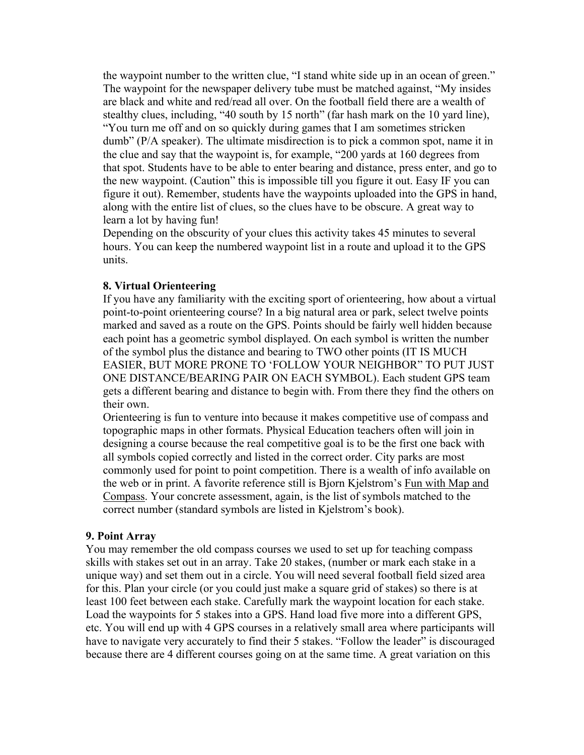the waypoint number to the written clue, "I stand white side up in an ocean of green." The waypoint for the newspaper delivery tube must be matched against, "My insides are black and white and red/read all over. On the football field there are a wealth of stealthy clues, including, "40 south by 15 north" (far hash mark on the 10 yard line), "You turn me off and on so quickly during games that I am sometimes stricken dumb" (P/A speaker). The ultimate misdirection is to pick a common spot, name it in the clue and say that the waypoint is, for example, "200 yards at 160 degrees from that spot. Students have to be able to enter bearing and distance, press enter, and go to the new waypoint. (Caution" this is impossible till you figure it out. Easy IF you can figure it out). Remember, students have the waypoints uploaded into the GPS in hand, along with the entire list of clues, so the clues have to be obscure. A great way to learn a lot by having fun!

Depending on the obscurity of your clues this activity takes 45 minutes to several hours. You can keep the numbered waypoint list in a route and upload it to the GPS units.

**8. Virtual Orienteering**

If you have any familiarity with the exciting sport of orienteering, how about a virtual point-to-point orienteering course? In a big natural area or park, select twelve points marked and saved as a route on the GPS. Points should be fairly well hidden because each point has a geometric symbol displayed. On each symbol is written the number of the symbol plus the distance and bearing to TWO other points (IT IS MUCH EASIER, BUT MORE PRONE TO 'FOLLOW YOUR NEIGHBOR" TO PUT JUST ONE DISTANCE/BEARING PAIR ON EACH SYMBOL). Each student GPS team gets a different bearing and distance to begin with. From there they find the others on their own.

Orienteering is fun to venture into because it makes competitive use of compass and topographic maps in other formats. Physical Education teachers often will join in designing a course because the real competitive goal is to be the first one back with all symbols copied correctly and listed in the correct order. City parks are most commonly used for point to point competition. There is a wealth of info available on the web or in print. A favorite reference still is Bjorn Kjelstrom's Fun with Map and Compass. Your concrete assessment, again, is the list of symbols matched to the correct number (standard symbols are listed in Kjelstrom's book).

**9. Point Array**

You may remember the old compass courses we used to set up for teaching compass skills with stakes set out in an array. Take 20 stakes, (number or mark each stake in a unique way) and set them out in a circle. You will need several football field sized area for this. Plan your circle (or you could just make a square grid of stakes) so there is at least 100 feet between each stake. Carefully mark the waypoint location for each stake. Load the waypoints for 5 stakes into a GPS. Hand load five more into a different GPS, etc. You will end up with 4 GPS courses in a relatively small area where participants will have to navigate very accurately to find their 5 stakes. "Follow the leader" is discouraged because there are 4 different courses going on at the same time. A great variation on this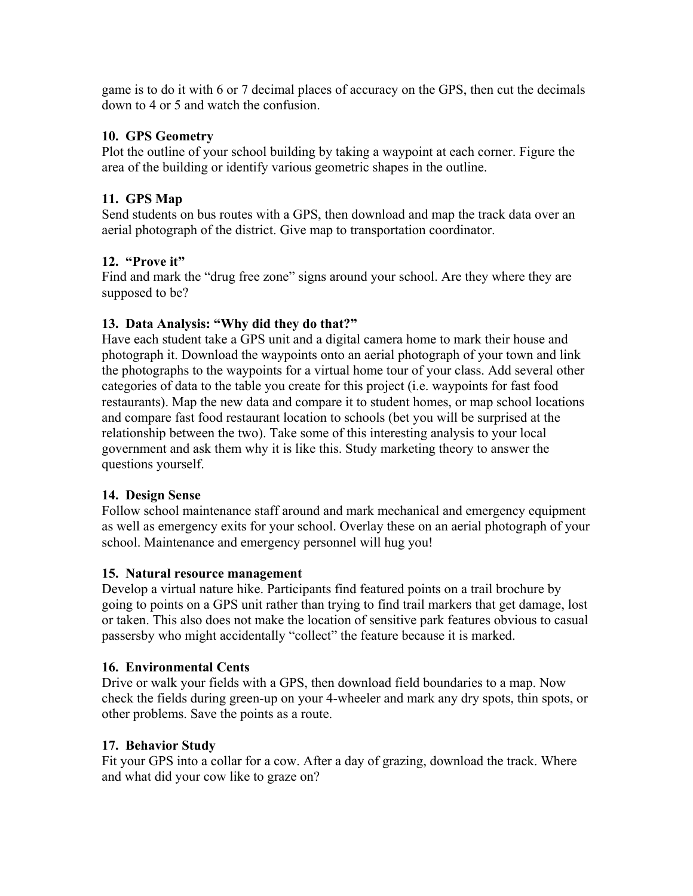game is to do it with 6 or 7 decimal places of accuracy on the GPS, then cut the decimals down to 4 or 5 and watch the confusion.

**10. GPS Geometry**
Plot the outline of your school building by taking a waypoint at each corner. Figure the area of the building or identify various geometric shapes in the outline.

**11. GPS Map**
Send students on bus routes with a GPS, then download and map the track data over an aerial photograph of the district. Give map to transportation coordinator.

**12. "Prove it"**
Find and mark the "drug free zone" signs around your school. Are they where they are supposed to be?

**13. Data Analysis: "Why did they do that?"**
Have each student take a GPS unit and a digital camera home to mark their house and photograph it. Download the waypoints onto an aerial photograph of your town and link the photographs to the waypoints for a virtual home tour of your class. Add several other categories of data to the table you create for this project (i.e. waypoints for fast food restaurants). Map the new data and compare it to student homes, or map school locations and compare fast food restaurant location to schools (bet you will be surprised at the relationship between the two). Take some of this interesting analysis to your local government and ask them why it is like this. Study marketing theory to answer the questions yourself.

**14. Design Sense**
Follow school maintenance staff around and mark mechanical and emergency equipment as well as emergency exits for your school. Overlay these on an aerial photograph of your school. Maintenance and emergency personnel will hug you!

**15. Natural resource management**
Develop a virtual nature hike. Participants find featured points on a trail brochure by going to points on a GPS unit rather than trying to find trail markers that get damage, lost or taken. This also does not make the location of sensitive park features obvious to casual passersby who might accidentally "collect" the feature because it is marked.

**16. Environmental Cents**
Drive or walk your fields with a GPS, then download field boundaries to a map. Now check the fields during green-up on your 4-wheeler and mark any dry spots, thin spots, or other problems. Save the points as a route.

**17. Behavior Study**
Fit your GPS into a collar for a cow. After a day of grazing, download the track. Where and what did your cow like to graze on?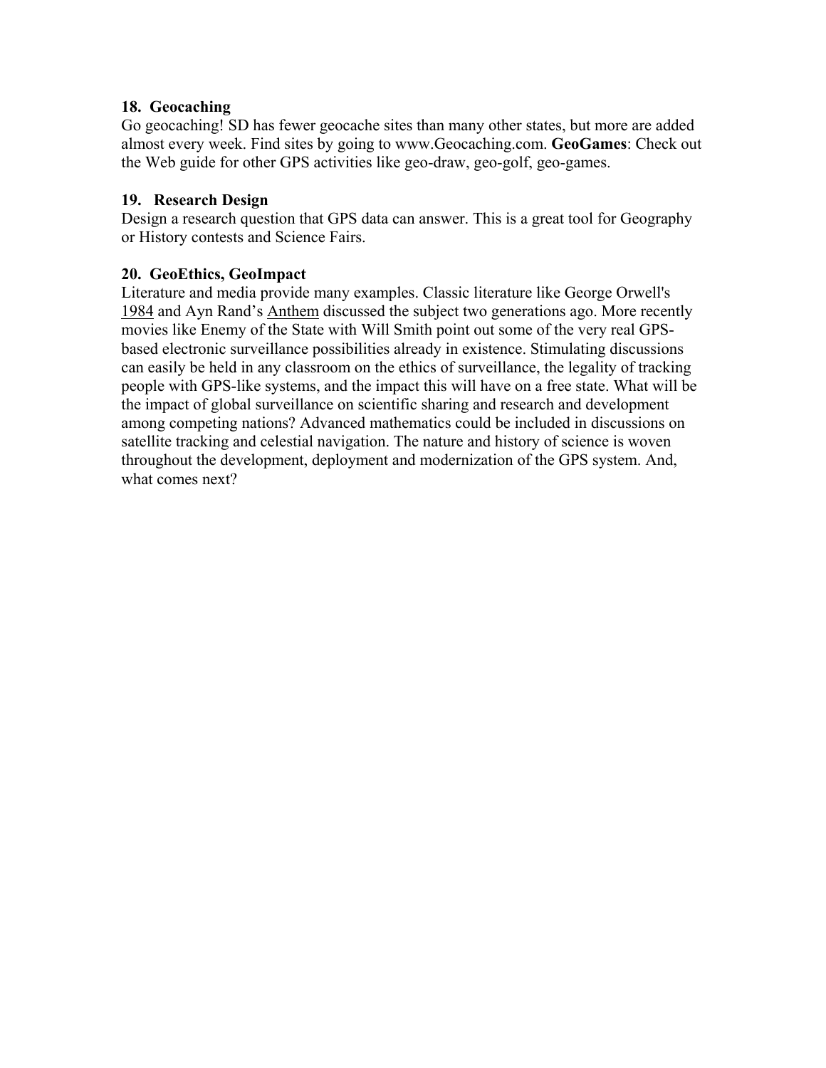**18. Geocaching**

Go geocaching! SD has fewer geocache sites than many other states, but more are added almost every week. Find sites by going to www.Geocaching.com. **GeoGames**: Check out the Web guide for other GPS activities like geo-draw, geo-golf, geo-games.

**19. Research Design**

Design a research question that GPS data can answer. This is a great tool for Geography or History contests and Science Fairs.

**20. GeoEthics, GeoImpact**

Literature and media provide many examples. Classic literature like George Orwell's <u>1984</u> and Ayn Rand's <u>Anthem</u> discussed the subject two generations ago. More recently movies like Enemy of the State with Will Smith point out some of the very real GPS-based electronic surveillance possibilities already in existence. Stimulating discussions can easily be held in any classroom on the ethics of surveillance, the legality of tracking people with GPS-like systems, and the impact this will have on a free state. What will be the impact of global surveillance on scientific sharing and research and development among competing nations? Advanced mathematics could be included in discussions on satellite tracking and celestial navigation. The nature and history of science is woven throughout the development, deployment and modernization of the GPS system. And, what comes next?